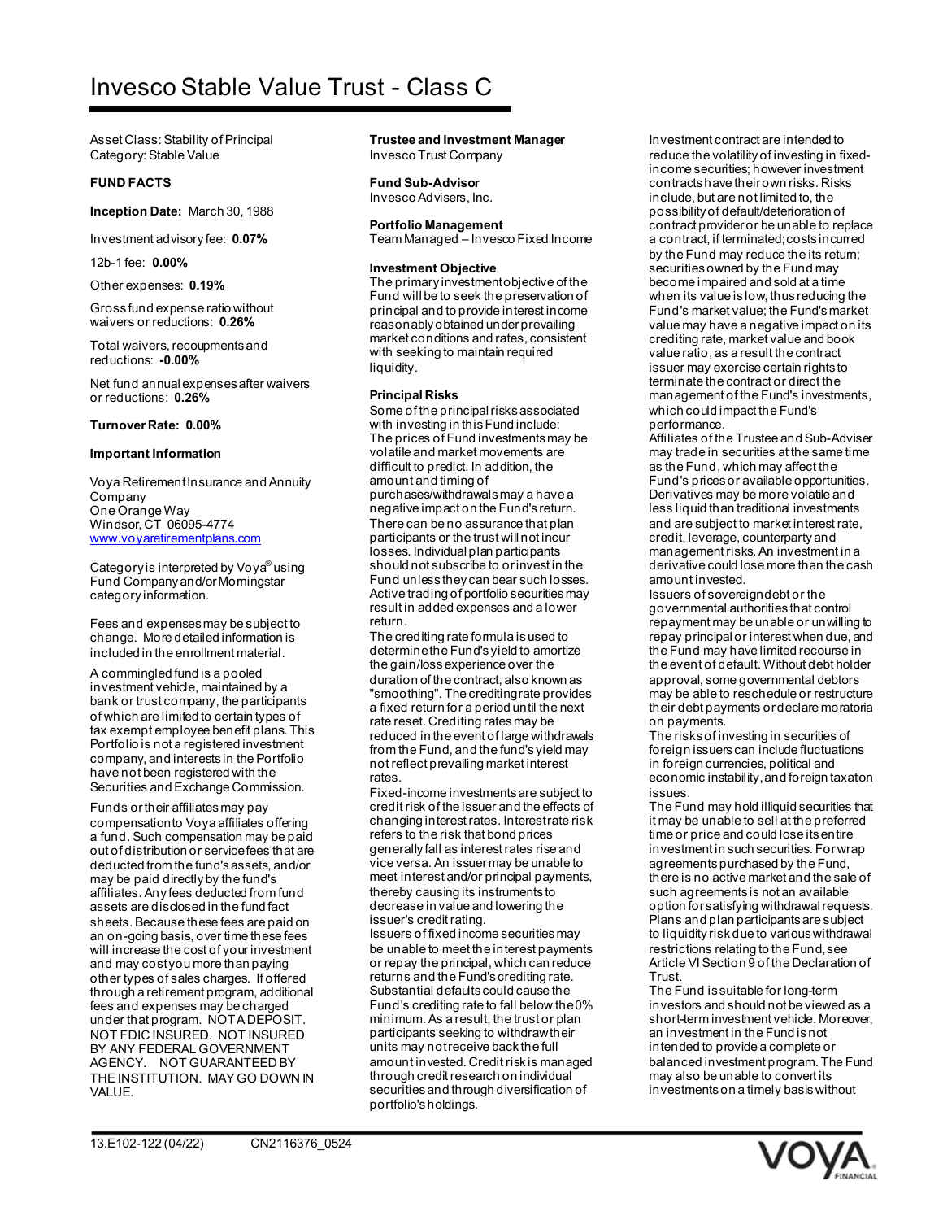# Invesco Stable Value Trust - Class C

Asset Class: Stability of Principal
Category: Stable Value

**FUND FACTS**

**Inception Date:** March 30, 1988

Investment advisory fee: **0.07%**

12b-1 fee: **0.00%**

Other expenses: **0.19%**

Gross fund expense ratio without waivers or reductions: **0.26%**

Total waivers, recoupments and reductions: **-0.00%**

Net fund annual expenses after waivers or reductions: **0.26%**

**Turnover Rate: 0.00%**

**Important Information**

Voya Retirement Insurance and Annuity Company
One Orange Way
Windsor, CT 06095-4774
www.voyaretirementplans.com

Category is interpreted by Voya® using Fund Company and/or Morningstar category information.

Fees and expenses may be subject to change. More detailed information is included in the enrollment material.

A commingled fund is a pooled investment vehicle, maintained by a bank or trust company, the participants of which are limited to certain types of tax exempt employee benefit plans. This Portfolio is not a registered investment company, and interests in the Portfolio have not been registered with the Securities and Exchange Commission.

Funds or their affiliates may pay compensation to Voya affiliates offering a fund. Such compensation may be paid out of distribution or service fees that are deducted from the fund's assets, and/or may be paid directly by the fund's affiliates. Any fees deducted from fund assets are disclosed in the fund fact sheets. Because these fees are paid on an on-going basis, over time these fees will increase the cost of your investment and may cost you more than paying other types of sales charges. If offered through a retirement program, additional fees and expenses may be charged under that program. NOT A DEPOSIT. NOT FDIC INSURED. NOT INSURED BY ANY FEDERAL GOVERNMENT AGENCY. NOT GUARANTEED BY THE INSTITUTION. MAY GO DOWN IN VALUE.

**Trustee and Investment Manager**
Invesco Trust Company

**Fund Sub-Advisor**
Invesco Advisers, Inc.

**Portfolio Management**
Team Managed – Invesco Fixed Income

**Investment Objective**
The primary investment objective of the Fund will be to seek the preservation of principal and to provide interest income reasonably obtained under prevailing market conditions and rates, consistent with seeking to maintain required liquidity.

**Principal Risks**
Some of the principal risks associated with investing in this Fund include:
The prices of Fund investments may be volatile and market movements are difficult to predict. In addition, the amount and timing of purchases/withdrawals may a have a negative impact on the Fund's return.
There can be no assurance that plan participants or the trust will not incur losses. Individual plan participants should not subscribe to or invest in the Fund unless they can bear such losses.
Active trading of portfolio securities may result in added expenses and a lower return.
The crediting rate formula is used to determine the Fund's yield to amortize the gain/loss experience over the duration of the contract, also known as "smoothing". The crediting rate provides a fixed return for a period until the next rate reset. Crediting rates may be reduced in the event of large withdrawals from the Fund, and the fund's yield may not reflect prevailing market interest rates.
Fixed-income investments are subject to credit risk of the issuer and the effects of changing interest rates. Interest rate risk refers to the risk that bond prices generally fall as interest rates rise and vice versa. An issuer may be unable to meet interest and/or principal payments, thereby causing its instruments to decrease in value and lowering the issuer's credit rating.
Issuers of fixed income securities may be unable to meet the interest payments or repay the principal, which can reduce returns and the Fund's crediting rate. Substantial defaults could cause the Fund's crediting rate to fall below the 0% minimum. As a result, the trust or plan participants seeking to withdraw their units may not receive back the full amount invested. Credit risk is managed through credit research on individual securities and through diversification of portfolio's holdings.
Investment contract are intended to reduce the volatility of investing in fixed-income securities; however investment contracts have their own risks. Risks include, but are not limited to, the possibility of default/deterioration of contract provider or be unable to replace a contract, if terminated; costs incurred by the Fund may reduce the its return; securities owned by the Fund may become impaired and sold at a time when its value is low, thus reducing the Fund's market value; the Fund's market value may have a negative impact on its crediting rate, market value and book value ratio, as a result the contract issuer may exercise certain rights to terminate the contract or direct the management of the Fund's investments, which could impact the Fund's performance.
Affiliates of the Trustee and Sub-Adviser may trade in securities at the same time as the Fund, which may affect the Fund's prices or available opportunities.
Derivatives may be more volatile and less liquid than traditional investments and are subject to market interest rate, credit, leverage, counterparty and management risks. An investment in a derivative could lose more than the cash amount invested.
Issuers of sovereign debt or the governmental authorities that control repayment may be unable or unwilling to repay principal or interest when due, and the Fund may have limited recourse in the event of default. Without debt holder approval, some governmental debtors may be able to reschedule or restructure their debt payments or declare moratoria on payments.
The risks of investing in securities of foreign issuers can include fluctuations in foreign currencies, political and economic instability, and foreign taxation issues.
The Fund may hold illiquid securities that it may be unable to sell at the preferred time or price and could lose its entire investment in such securities. For wrap agreements purchased by the Fund, there is no active market and the sale of such agreements is not an available option for satisfying withdrawal requests. Plans and plan participants are subject to liquidity risk due to various withdrawal restrictions relating to the Fund, see Article VI Section 9 of the Declaration of Trust.
The Fund is suitable for long-term investors and should not be viewed as a short-term investment vehicle. Moreover, an investment in the Fund is not intended to provide a complete or balanced investment program. The Fund may also be unable to convert its investments on a timely basis without

13.E102-122 (04/22) CN2116376_0524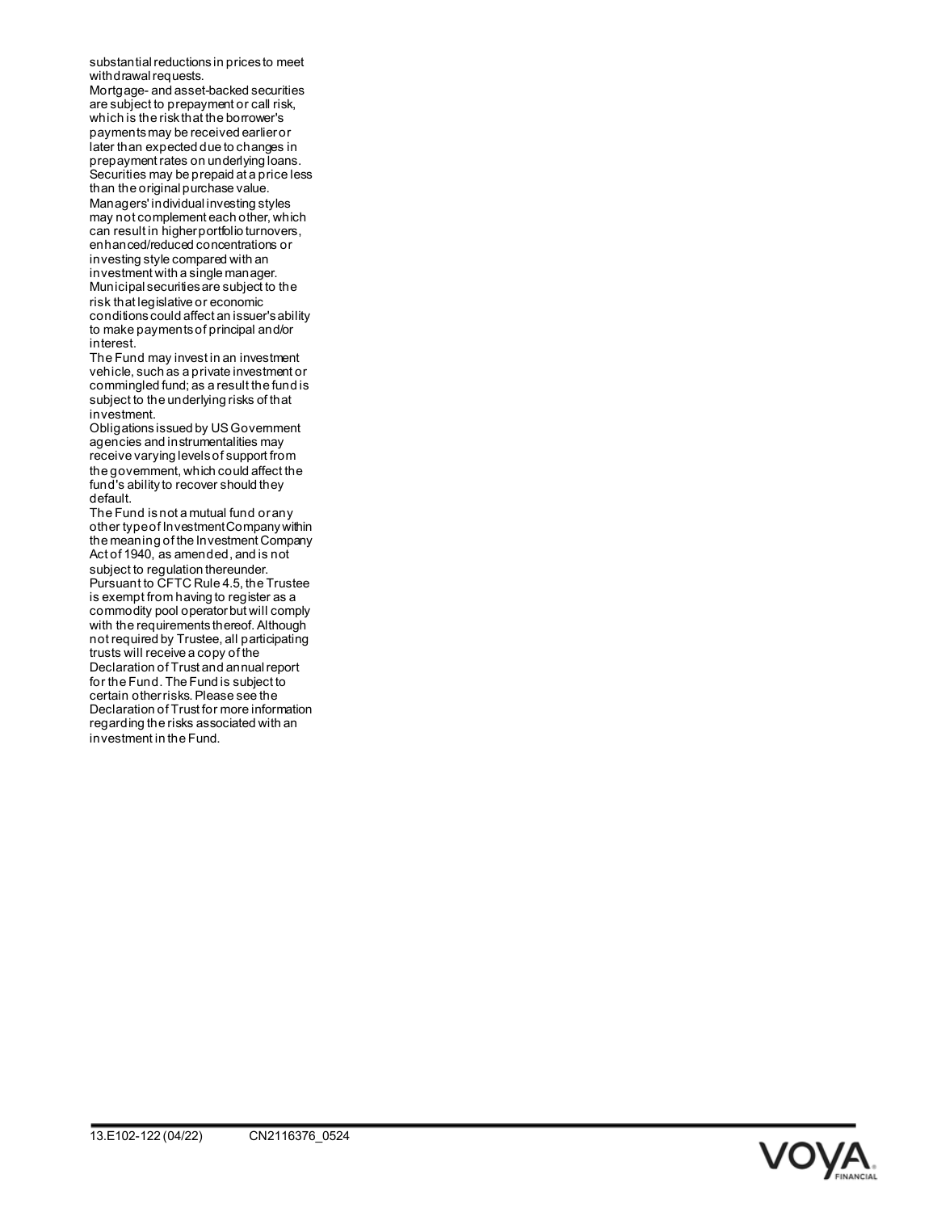substantial reductions in prices to meet withdrawal requests.

Mortgage- and asset-backed securities are subject to prepayment or call risk, which is the risk that the borrower's payments may be received earlier or later than expected due to changes in prepayment rates on underlying loans. Securities may be prepaid at a price less than the original purchase value.

Managers' individual investing styles may not complement each other, which can result in higher portfolio turnovers, enhanced/reduced concentrations or investing style compared with an investment with a single manager.

Municipal securities are subject to the risk that legislative or economic conditions could affect an issuer's ability to make payments of principal and/or interest.

The Fund may invest in an investment vehicle, such as a private investment or commingled fund; as a result the fund is subject to the underlying risks of that investment.

Obligations issued by US Government agencies and instrumentalities may receive varying levels of support from the government, which could affect the fund's ability to recover should they default.

The Fund is not a mutual fund or any other type of Investment Company within the meaning of the Investment Company Act of 1940, as amended, and is not subject to regulation thereunder. Pursuant to CFTC Rule 4.5, the Trustee is exempt from having to register as a commodity pool operator but will comply with the requirements thereof. Although not required by Trustee, all participating trusts will receive a copy of the Declaration of Trust and annual report for the Fund. The Fund is subject to certain other risks. Please see the Declaration of Trust for more information regarding the risks associated with an investment in the Fund.

13.E102-122 (04/22) CN2116376_0524